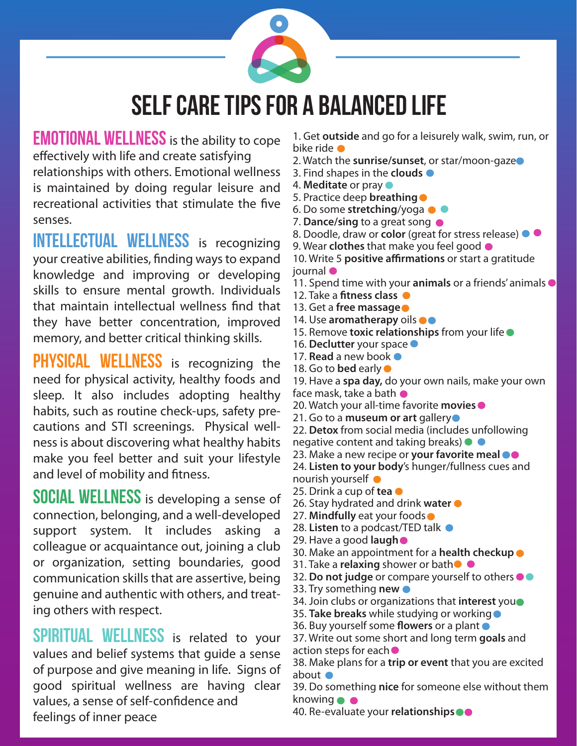# SELF CARE TIPS FOR A BALANCED LIFE

**EMOTIONAL WELLNESS** is the ability to cope effectively with life and create satisfying relationships with others. Emotional wellness is maintained by doing regular leisure and recreational activities that stimulate the five senses.

**INTELLECTUAL WELLNESS** is recognizing your creative abilities, finding ways to expand knowledge and improving or developing skills to ensure mental growth. Individuals that maintain intellectual wellness find that they have better concentration, improved memory, and better critical thinking skills.

**PHYSICAL WELLNESS** is recognizing the need for physical activity, healthy foods and sleep. It also includes adopting healthy habits, such as routine check-ups, safety pre-cautions and STI screenings. Physical well-ness is about discovering what healthy habits make you feel better and suit your lifestyle and level of mobility and fitness.

**SOCIAL WELLNESS** is developing a sense of connection, belonging, and a well-developed support system. It includes asking a colleague or acquaintance out, joining a club or organization, setting boundaries, good communication skills that are assertive, being genuine and authentic with others, and treating others with respect.

**SPIRITUAL WELLNESS** is related to your values and belief systems that guide a sense of purpose and give meaning in life. Signs of good spiritual wellness are having clear values, a sense of self-confidence and feelings of inner peace

1. Get **outside** and go for a leisurely walk, swim, run, or bike ride
2. Watch the **sunrise/sunset**, or star/moon-gaze
3. Find shapes in the **clouds**
4. **Meditate** or pray
5. Practice deep **breathing**
6. Do some **stretching**/yoga
7. **Dance/sing** to a great song
8. Doodle, draw or **color** (great for stress release)
9. Wear **clothes** that make you feel good
10. Write 5 **positive affirmations** or start a gratitude journal
11. Spend time with your **animals** or a friends' animals
12. Take a **fitness class**
13. Get a **free massage**
14. Use **aromatherapy** oils
15. Remove **toxic relationships** from your life
16. **Declutter** your space
17. **Read** a new book
18. Go to **bed** early
19. Have a **spa day,** do your own nails, make your own face mask, take a bath
20. Watch your all-time favorite **movies**
21. Go to a **museum or art** gallery
22. **Detox** from social media (includes unfollowing negative content and taking breaks)
23. Make a new recipe or **your favorite meal**
24. **Listen to your body**'s hunger/fullness cues and nourish yourself
25. Drink a cup of **tea**
26. Stay hydrated and drink **water**
27. **Mindfully** eat your foods
28. **Listen** to a podcast/TED talk
29. Have a good **laugh**
30. Make an appointment for a **health checkup**
31. Take a **relaxing** shower or bath
32. **Do not judge** or compare yourself to others
33. Try something **new**
34. Join clubs or organizations that **interest** you
35. **Take breaks** while studying or working
36. Buy yourself some **flowers** or a plant
37. Write out some short and long term **goals** and action steps for each
38. Make plans for a **trip or event** that you are excited about
39. Do something **nice** for someone else without them knowing
40. Re-evaluate your **relationships**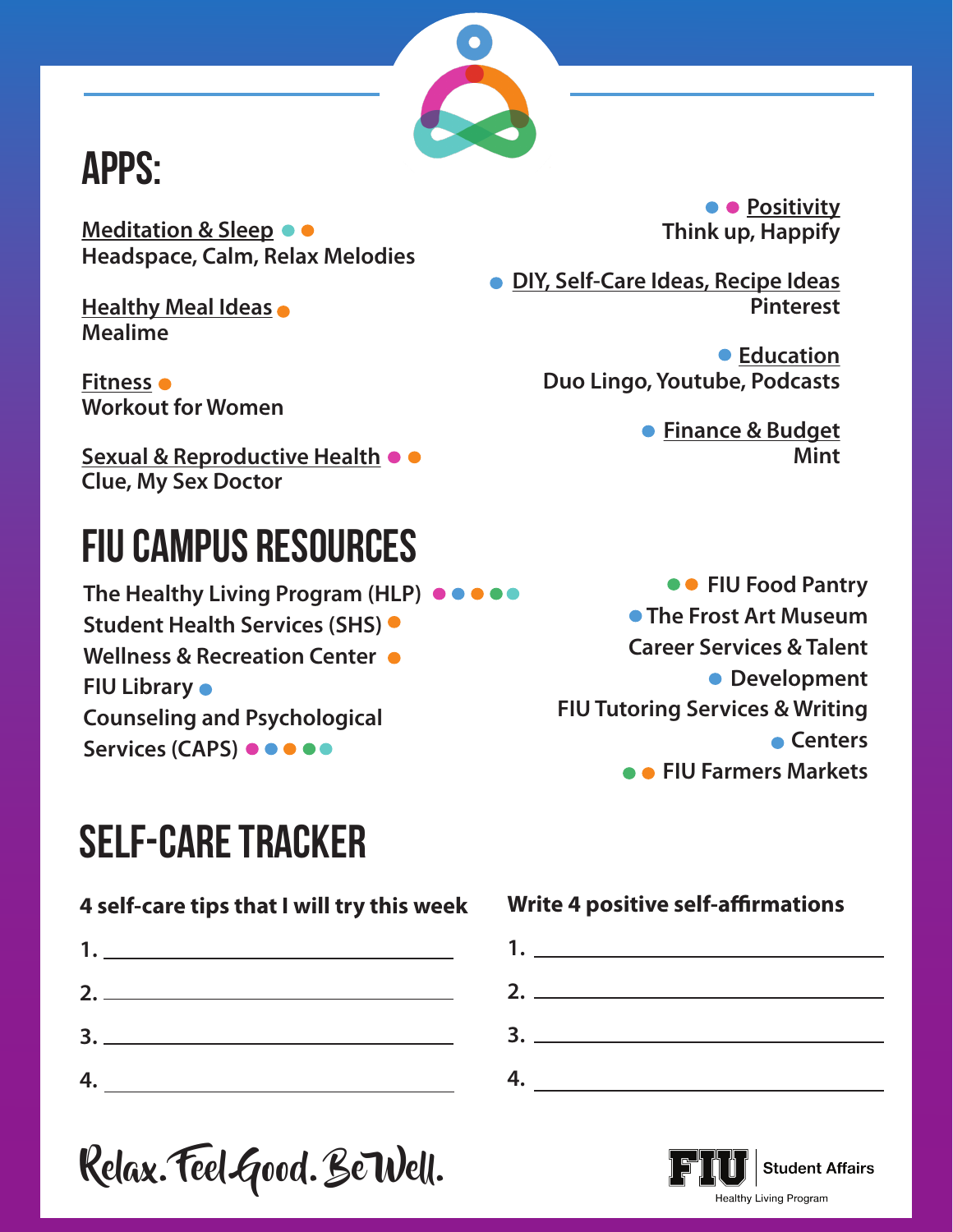# APPS:

**Meditation & Sleep**
Headspace, Calm, Relax Melodies

**Healthy Meal Ideas**
Mealime

**Fitness**
Workout for Women

**Sexual & Reproductive Health**
Clue, My Sex Doctor

**Positivity**
Think up, Happify

**DIY, Self-Care Ideas, Recipe Ideas**
Pinterest

**Education**
Duo Lingo, Youtube, Podcasts

**Finance & Budget**
Mint

# FIU CAMPUS RESOURCES

- The Healthy Living Program (HLP)
- Student Health Services (SHS)
- Wellness & Recreation Center
- FIU Library
- Counseling and Psychological Services (CAPS)
- FIU Food Pantry
- The Frost Art Museum
- Career Services & Talent Development
- FIU Tutoring Services & Writing Centers
- FIU Farmers Markets

# SELF-CARE TRACKER

**4 self-care tips that I will try this week**

1. ______________________
2. ______________________
3. ______________________
4. ______________________

**Write 4 positive self-affirmations**

1. ______________________
2. ______________________
3. ______________________
4. ______________________

Relax. Feel Good. Be Well.

FIU Student Affairs
Healthy Living Program